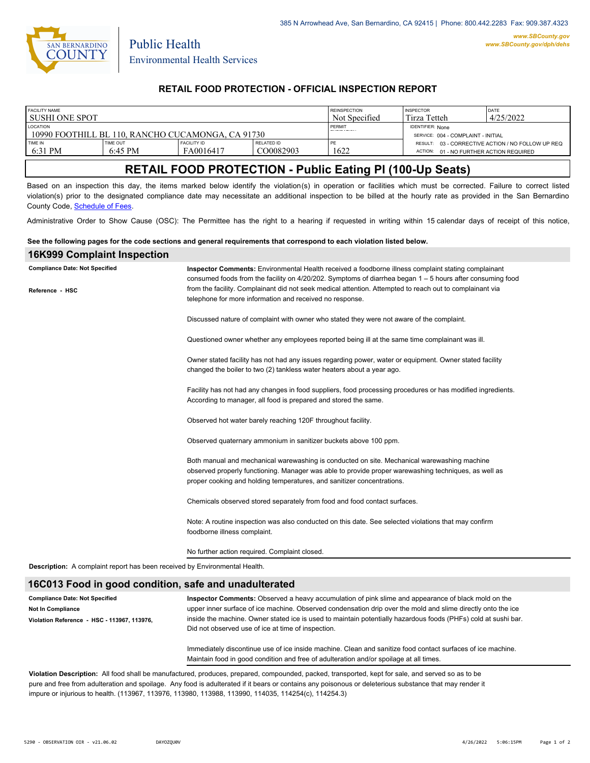385 N Arrowhead Ave, San Bernardino, CA 92415 | Phone: 800.442.2283 Fax: 909.387.4323

www.SBCounty.gov
www.SBCounty.gov/dph/dehs

San Bernardino County
Public Health
Environmental Health Services

## RETAIL FOOD PROTECTION - OFFICIAL INSPECTION REPORT

| FACILITY NAME | | | | REINSPECTION | INSPECTOR | DATE |
|---|---|---|---|---|---|---|
| SUSHI ONE SPOT | | | | Not Specified | Tirza Tetteh | 4/25/2022 |
| LOCATION | | | | PERMIT EXPIRATION | IDENTIFIER: None | |
| 10990 FOOTHILL BL 110, RANCHO CUCAMONGA, CA 91730 | | | | | SERVICE: 004 - COMPLAINT - INITIAL | |
| TIME IN | TIME OUT | FACILITY ID | RELATED ID | PE | RESULT: 03 - CORRECTIVE ACTION / NO FOLLOW UP REQ | |
| 6:31 PM | 6:45 PM | FA0016417 | CO0082903 | 1622 | ACTION: 01 - NO FURTHER ACTION REQUIRED | |

# RETAIL FOOD PROTECTION - Public Eating Pl (100-Up Seats)

Based on an inspection this day, the items marked below identify the violation(s) in operation or facilities which must be corrected. Failure to correct listed violation(s) prior to the designated compliance date may necessitate an additional inspection to be billed at the hourly rate as provided in the San Bernardino County Code, Schedule of Fees.

Administrative Order to Show Cause (OSC): The Permittee has the right to a hearing if requested in writing within 15 calendar days of receipt of this notice,

**See the following pages for the code sections and general requirements that correspond to each violation listed below.**

## 16K999 Complaint Inspection

**Compliance Date: Not Specified**

**Reference - HSC**

**Inspector Comments:** Environmental Health received a foodborne illness complaint stating complainant consumed foods from the facility on 4/20/202. Symptoms of diarrhea began 1 – 5 hours after consuming food from the facility. Complainant did not seek medical attention. Attempted to reach out to complainant via telephone for more information and received no response.

Discussed nature of complaint with owner who stated they were not aware of the complaint.

Questioned owner whether any employees reported being ill at the same time complainant was ill.

Owner stated facility has not had any issues regarding power, water or equipment. Owner stated facility changed the boiler to two (2) tankless water heaters about a year ago.

Facility has not had any changes in food suppliers, food processing procedures or has modified ingredients. According to manager, all food is prepared and stored the same.

Observed hot water barely reaching 120F throughout facility.

Observed quaternary ammonium in sanitizer buckets above 100 ppm.

Both manual and mechanical warewashing is conducted on site. Mechanical warewashing machine observed properly functioning. Manager was able to provide proper warewashing techniques, as well as proper cooking and holding temperatures, and sanitizer concentrations.

Chemicals observed stored separately from food and food contact surfaces.

Note: A routine inspection was also conducted on this date. See selected violations that may confirm foodborne illness complaint.

No further action required. Complaint closed.

**Description:** A complaint report has been received by Environmental Health.

## 16C013 Food in good condition, safe and unadulterated

**Compliance Date: Not Specified**

**Not In Compliance**

**Violation Reference - HSC - 113967, 113976,**

**Inspector Comments:** Observed a heavy accumulation of pink slime and appearance of black mold on the upper inner surface of ice machine. Observed condensation drip over the mold and slime directly onto the ice inside the machine. Owner stated ice is used to maintain potentially hazardous foods (PHFs) cold at sushi bar. Did not observed use of ice at time of inspection.

Immediately discontinue use of ice inside machine. Clean and sanitize food contact surfaces of ice machine. Maintain food in good condition and free of adulteration and/or spoilage at all times.

**Violation Description:** All food shall be manufactured, produces, prepared, compounded, packed, transported, kept for sale, and served so as to be pure and free from adulteration and spoilage. Any food is adulterated if it bears or contains any poisonous or deleterious substance that may render it impure or injurious to health. (113967, 113976, 113980, 113988, 113990, 114035, 114254(c), 114254.3)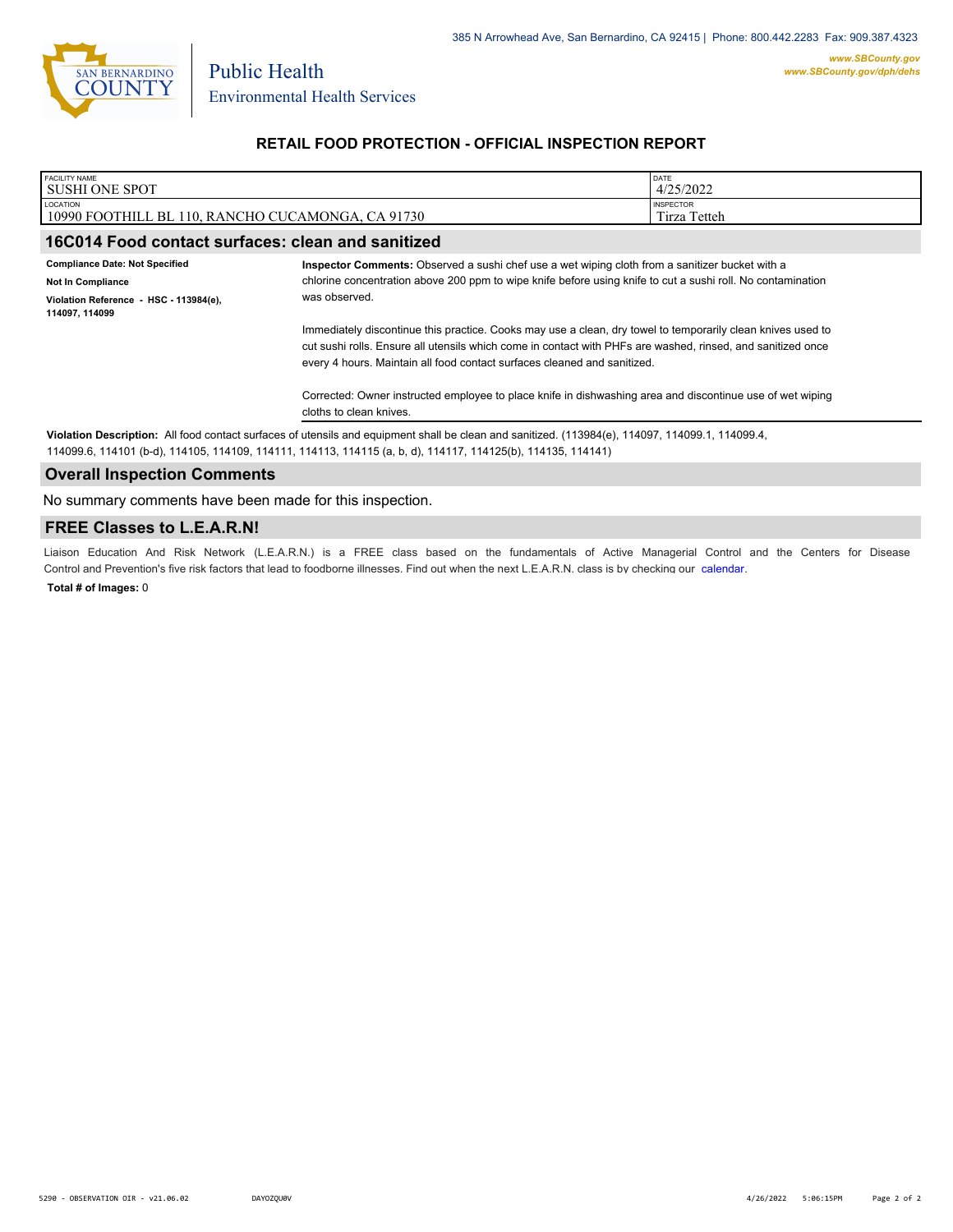385 N Arrowhead Ave, San Bernardino, CA 92415 | Phone: 800.442.2283 Fax: 909.387.4323

www.SBCounty.gov
www.SBCounty.gov/dph/dehs

Public Health
Environmental Health Services

## RETAIL FOOD PROTECTION - OFFICIAL INSPECTION REPORT

| | |
|---|---|
| FACILITY NAME<br>SUSHI ONE SPOT | DATE<br>4/25/2022 |
| LOCATION<br>10990 FOOTHILL BL 110, RANCHO CUCAMONGA, CA 91730 | INSPECTOR<br>Tirza Tetteh |

### 16C014 Food contact surfaces: clean and sanitized

**Compliance Date: Not Specified**

**Not In Compliance**

**Violation Reference - HSC - 113984(e), 114097, 114099**

**Inspector Comments:** Observed a sushi chef use a wet wiping cloth from a sanitizer bucket with a chlorine concentration above 200 ppm to wipe knife before using knife to cut a sushi roll. No contamination was observed.

Immediately discontinue this practice. Cooks may use a clean, dry towel to temporarily clean knives used to cut sushi rolls. Ensure all utensils which come in contact with PHFs are washed, rinsed, and sanitized once every 4 hours. Maintain all food contact surfaces cleaned and sanitized.

Corrected: Owner instructed employee to place knife in dishwashing area and discontinue use of wet wiping cloths to clean knives.

**Violation Description:** All food contact surfaces of utensils and equipment shall be clean and sanitized. (113984(e), 114097, 114099.1, 114099.4, 114099.6, 114101 (b-d), 114105, 114109, 114111, 114113, 114115 (a, b, d), 114117, 114125(b), 114135, 114141)

### Overall Inspection Comments

No summary comments have been made for this inspection.

### FREE Classes to L.E.A.R.N!

Liaison Education And Risk Network (L.E.A.R.N.) is a FREE class based on the fundamentals of Active Managerial Control and the Centers for Disease Control and Prevention's five risk factors that lead to foodborne illnesses. Find out when the next L.E.A.R.N. class is by checking our calendar.

**Total # of Images:** 0